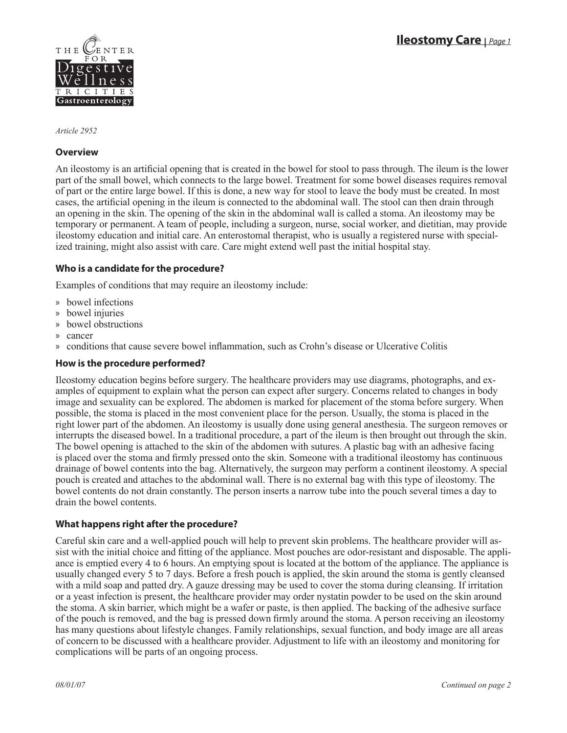# Ileostomy Care

*Article 2952*

### Overview

An ileostomy is an artificial opening that is created in the bowel for stool to pass through. The ileum is the lower part of the small bowel, which connects to the large bowel. Treatment for some bowel diseases requires removal of part or the entire large bowel. If this is done, a new way for stool to leave the body must be created. In most cases, the artificial opening in the ileum is connected to the abdominal wall. The stool can then drain through an opening in the skin. The opening of the skin in the abdominal wall is called a stoma. An ileostomy may be temporary or permanent. A team of people, including a surgeon, nurse, social worker, and dietitian, may provide ileostomy education and initial care. An enterostomal therapist, who is usually a registered nurse with specialized training, might also assist with care. Care might extend well past the initial hospital stay.

### Who is a candidate for the procedure?

Examples of conditions that may require an ileostomy include:

- bowel infections
- bowel injuries
- bowel obstructions
- cancer
- conditions that cause severe bowel inflammation, such as Crohn's disease or Ulcerative Colitis

### How is the procedure performed?

Ileostomy education begins before surgery. The healthcare providers may use diagrams, photographs, and examples of equipment to explain what the person can expect after surgery. Concerns related to changes in body image and sexuality can be explored. The abdomen is marked for placement of the stoma before surgery. When possible, the stoma is placed in the most convenient place for the person. Usually, the stoma is placed in the right lower part of the abdomen. An ileostomy is usually done using general anesthesia. The surgeon removes or interrupts the diseased bowel. In a traditional procedure, a part of the ileum is then brought out through the skin. The bowel opening is attached to the skin of the abdomen with sutures. A plastic bag with an adhesive facing is placed over the stoma and firmly pressed onto the skin. Someone with a traditional ileostomy has continuous drainage of bowel contents into the bag. Alternatively, the surgeon may perform a continent ileostomy. A special pouch is created and attaches to the abdominal wall. There is no external bag with this type of ileostomy. The bowel contents do not drain constantly. The person inserts a narrow tube into the pouch several times a day to drain the bowel contents.

### What happens right after the procedure?

Careful skin care and a well-applied pouch will help to prevent skin problems. The healthcare provider will assist with the initial choice and fitting of the appliance. Most pouches are odor-resistant and disposable. The appliance is emptied every 4 to 6 hours. An emptying spout is located at the bottom of the appliance. The appliance is usually changed every 5 to 7 days. Before a fresh pouch is applied, the skin around the stoma is gently cleansed with a mild soap and patted dry. A gauze dressing may be used to cover the stoma during cleansing. If irritation or a yeast infection is present, the healthcare provider may order nystatin powder to be used on the skin around the stoma. A skin barrier, which might be a wafer or paste, is then applied. The backing of the adhesive surface of the pouch is removed, and the bag is pressed down firmly around the stoma. A person receiving an ileostomy has many questions about lifestyle changes. Family relationships, sexual function, and body image are all areas of concern to be discussed with a healthcare provider. Adjustment to life with an ileostomy and monitoring for complications will be parts of an ongoing process.

*08/01/07* *Continued on page 2*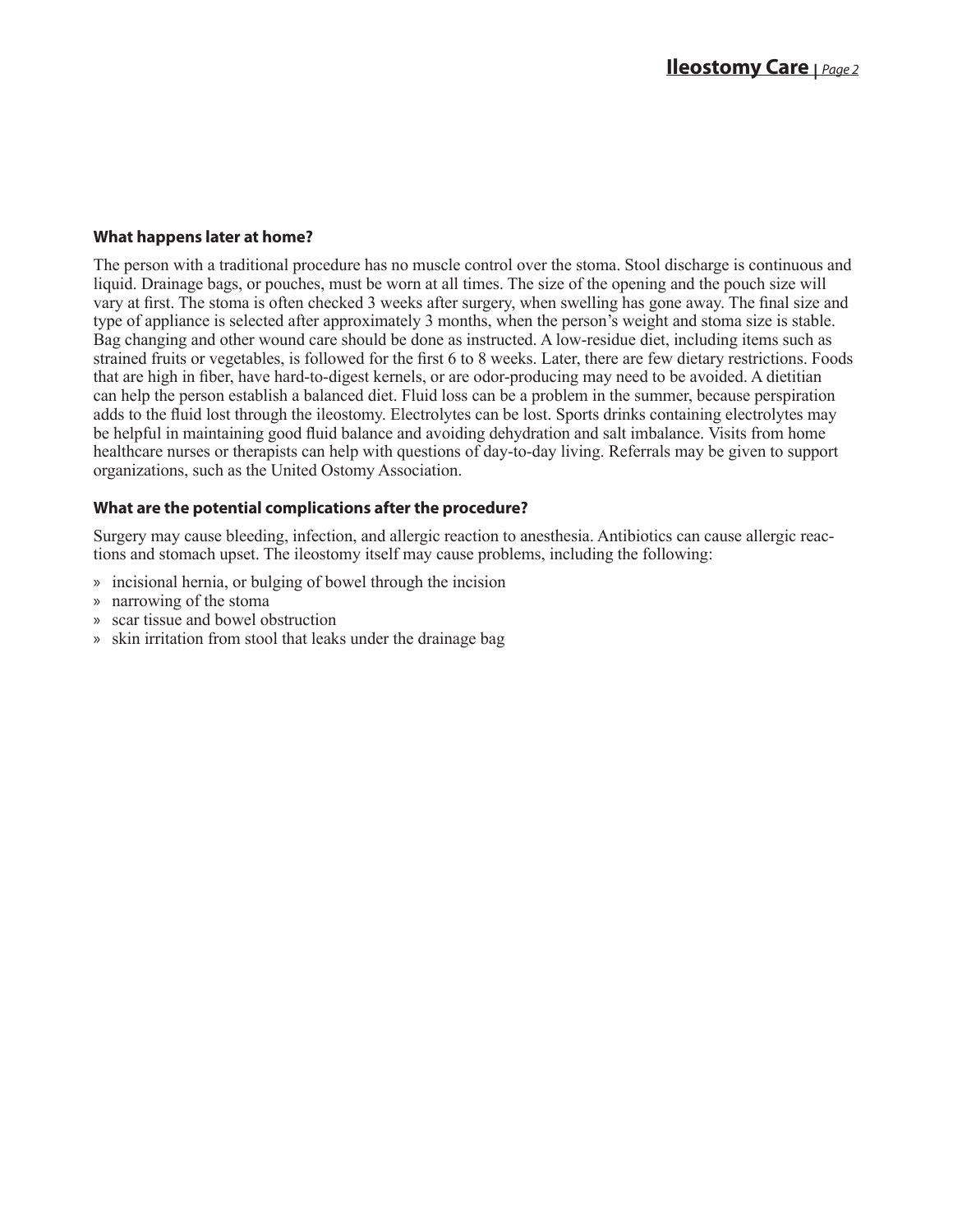### What happens later at home?

The person with a traditional procedure has no muscle control over the stoma. Stool discharge is continuous and liquid. Drainage bags, or pouches, must be worn at all times. The size of the opening and the pouch size will vary at first. The stoma is often checked 3 weeks after surgery, when swelling has gone away. The final size and type of appliance is selected after approximately 3 months, when the person's weight and stoma size is stable. Bag changing and other wound care should be done as instructed. A low-residue diet, including items such as strained fruits or vegetables, is followed for the first 6 to 8 weeks. Later, there are few dietary restrictions. Foods that are high in fiber, have hard-to-digest kernels, or are odor-producing may need to be avoided. A dietitian can help the person establish a balanced diet. Fluid loss can be a problem in the summer, because perspiration adds to the fluid lost through the ileostomy. Electrolytes can be lost. Sports drinks containing electrolytes may be helpful in maintaining good fluid balance and avoiding dehydration and salt imbalance. Visits from home healthcare nurses or therapists can help with questions of day-to-day living. Referrals may be given to support organizations, such as the United Ostomy Association.

### What are the potential complications after the procedure?

Surgery may cause bleeding, infection, and allergic reaction to anesthesia. Antibiotics can cause allergic reactions and stomach upset. The ileostomy itself may cause problems, including the following:

- incisional hernia, or bulging of bowel through the incision
- narrowing of the stoma
- scar tissue and bowel obstruction
- skin irritation from stool that leaks under the drainage bag